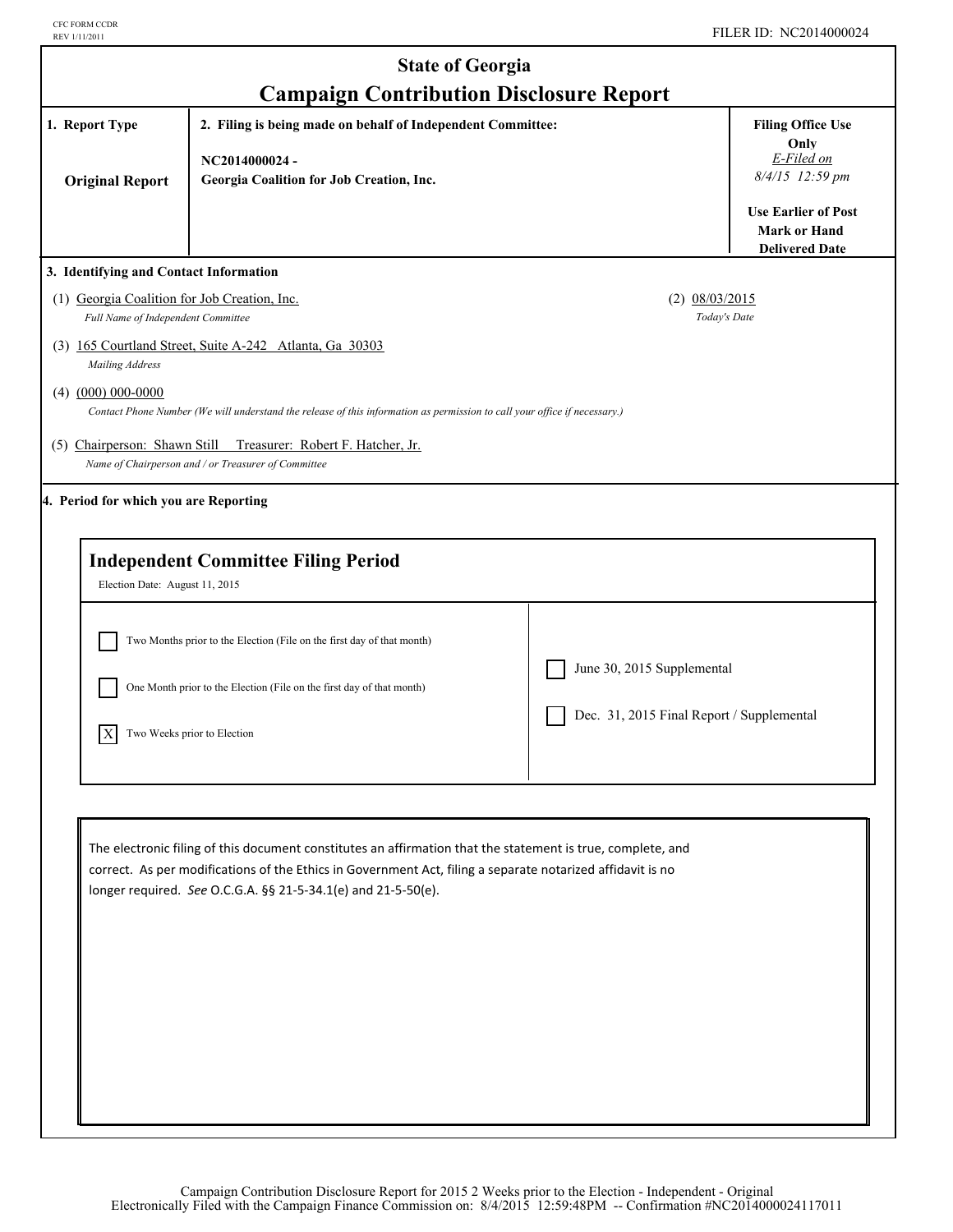CFC FORM CCDR
REV 1/11/2011

FILER ID: NC2014000024

# State of Georgia
## Campaign Contribution Disclosure Report

| 1. Report Type | 2. Filing is being made on behalf of Independent Committee: | Filing Office Use Only |
|---|---|---|
| **Original Report** | NC2014000024 - Georgia Coalition for Job Creation, Inc. | *E-Filed on 8/4/15 12:59 pm*<br>**Use Earlier of Post Mark or Hand Delivered Date** |

**3. Identifying and Contact Information**

(1) Georgia Coalition for Job Creation, Inc.
*Full Name of Independent Committee*

(2) 08/03/2015
*Today's Date*

(3) 165 Courtland Street, Suite A-242 Atlanta, Ga 30303
*Mailing Address*

(4) (000) 000-0000
*Contact Phone Number (We will understand the release of this information as permission to call your office if necessary.)*

(5) Chairperson: Shawn Still Treasurer: Robert F. Hatcher, Jr.
*Name of Chairperson and / or Treasurer of Committee*

**4. Period for which you are Reporting**

**Independent Committee Filing Period**

Election Date: August 11, 2015

- [ ] Two Months prior to the Election (File on the first day of that month)
- [ ] One Month prior to the Election (File on the first day of that month)
- [X] Two Weeks prior to Election
- [ ] June 30, 2015 Supplemental
- [ ] Dec. 31, 2015 Final Report / Supplemental

The electronic filing of this document constitutes an affirmation that the statement is true, complete, and correct. As per modifications of the Ethics in Government Act, filing a separate notarized affidavit is no longer required. *See* O.C.G.A. §§ 21-5-34.1(e) and 21-5-50(e).

Campaign Contribution Disclosure Report for 2015 2 Weeks prior to the Election - Independent - Original
Electronically Filed with the Campaign Finance Commission on: 8/4/2015 12:59:48PM -- Confirmation #NC2014000024117011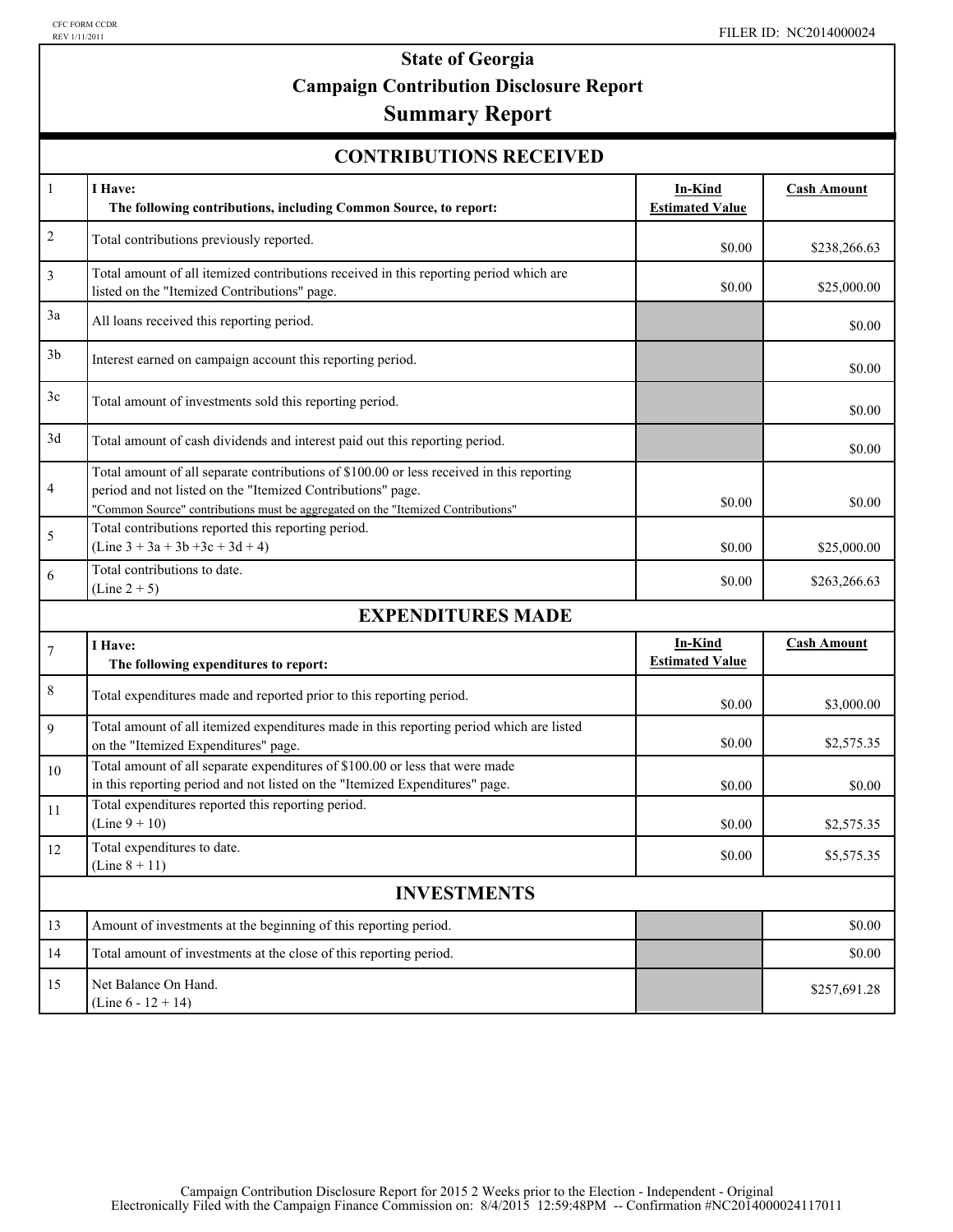CFC FORM CCDR
REV 1/11/2011

FILER ID: NC2014000024

# State of Georgia
## Campaign Contribution Disclosure Report
## Summary Report

### CONTRIBUTIONS RECEIVED

| | | In-Kind Estimated Value | Cash Amount |
|---|---|---|---|
| 1 | **I Have:** **The following contributions, including Common Source, to report:** | | |
| 2 | Total contributions previously reported. | $0.00 | $238,266.63 |
| 3 | Total amount of all itemized contributions received in this reporting period which are listed on the "Itemized Contributions" page. | $0.00 | $25,000.00 |
| 3a | All loans received this reporting period. | | $0.00 |
| 3b | Interest earned on campaign account this reporting period. | | $0.00 |
| 3c | Total amount of investments sold this reporting period. | | $0.00 |
| 3d | Total amount of cash dividends and interest paid out this reporting period. | | $0.00 |
| 4 | Total amount of all separate contributions of $100.00 or less received in this reporting period and not listed on the "Itemized Contributions" page. "Common Source" contributions must be aggregated on the "Itemized Contributions" | $0.00 | $0.00 |
| 5 | Total contributions reported this reporting period. (Line 3 + 3a + 3b +3c + 3d + 4) | $0.00 | $25,000.00 |
| 6 | Total contributions to date. (Line 2 + 5) | $0.00 | $263,266.63 |

### EXPENDITURES MADE

| | | In-Kind Estimated Value | Cash Amount |
|---|---|---|---|
| 7 | **I Have:** **The following expenditures to report:** | | |
| 8 | Total expenditures made and reported prior to this reporting period. | $0.00 | $3,000.00 |
| 9 | Total amount of all itemized expenditures made in this reporting period which are listed on the "Itemized Expenditures" page. | $0.00 | $2,575.35 |
| 10 | Total amount of all separate expenditures of $100.00 or less that were made in this reporting period and not listed on the "Itemized Expenditures" page. | $0.00 | $0.00 |
| 11 | Total expenditures reported this reporting period. (Line 9 + 10) | $0.00 | $2,575.35 |
| 12 | Total expenditures to date. (Line 8 + 11) | $0.00 | $5,575.35 |

### INVESTMENTS

| | | | |
|---|---|---|---|
| 13 | Amount of investments at the beginning of this reporting period. | | $0.00 |
| 14 | Total amount of investments at the close of this reporting period. | | $0.00 |
| 15 | Net Balance On Hand. (Line 6 - 12 + 14) | | $257,691.28 |

Campaign Contribution Disclosure Report for 2015 2 Weeks prior to the Election - Independent - Original
Electronically Filed with the Campaign Finance Commission on: 8/4/2015 12:59:48PM -- Confirmation #NC2014000024117011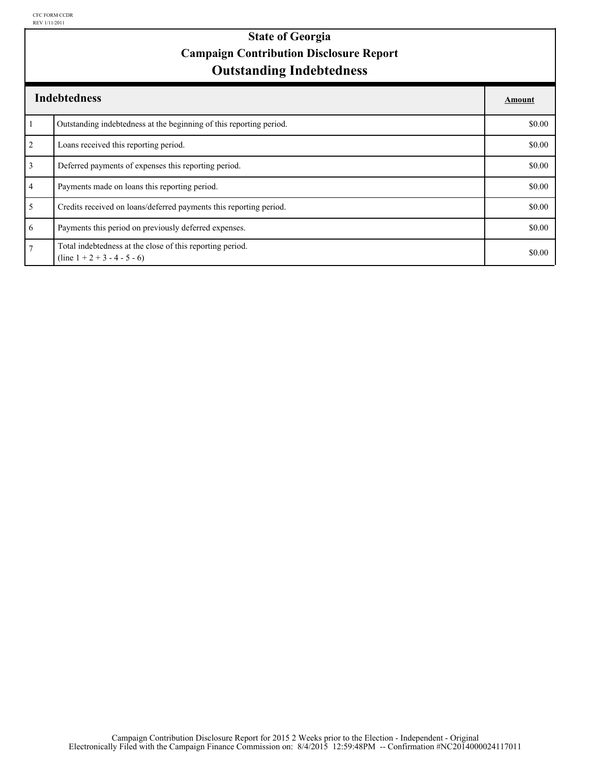CFC FORM CCDR
REV 1/11/2011

# State of Georgia
## Campaign Contribution Disclosure Report
## Outstanding Indebtedness

| | Indebtedness | Amount |
|---|---|---|
| 1 | Outstanding indebtedness at the beginning of this reporting period. | $0.00 |
| 2 | Loans received this reporting period. | $0.00 |
| 3 | Deferred payments of expenses this reporting period. | $0.00 |
| 4 | Payments made on loans this reporting period. | $0.00 |
| 5 | Credits received on loans/deferred payments this reporting period. | $0.00 |
| 6 | Payments this period on previously deferred expenses. | $0.00 |
| 7 | Total indebtedness at the close of this reporting period. (line 1 + 2 + 3 - 4 - 5 - 6) | $0.00 |

Campaign Contribution Disclosure Report for 2015 2 Weeks prior to the Election - Independent - Original
Electronically Filed with the Campaign Finance Commission on: 8/4/2015 12:59:48PM -- Confirmation #NC2014000024117011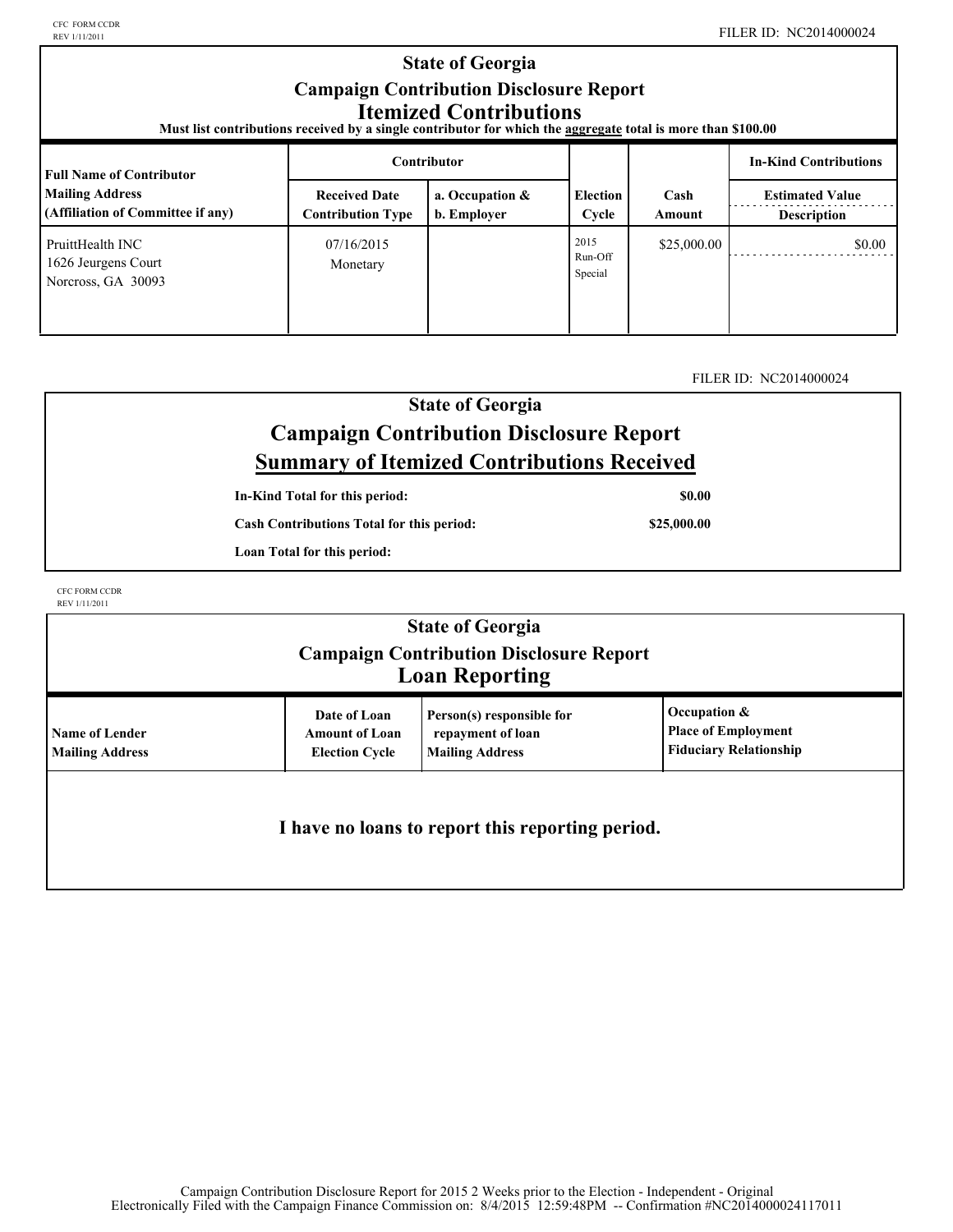FILER ID: NC2014000024

# State of Georgia
## Campaign Contribution Disclosure Report
### Itemized Contributions

**Must list contributions received by a single contributor for which the aggregate total is more than $100.00**

| Full Name of Contributor<br>Mailing Address<br>(Affiliation of Committee if any) | Contributor<br>Received Date<br>Contribution Type | <br>a. Occupation &<br>b. Employer | Election Cycle | Cash Amount | In-Kind Contributions<br>Estimated Value<br>Description |
|---|---|---|---|---|---|
| PruittHealth INC<br>1626 Jeurgens Court<br>Norcross, GA 30093 | 07/16/2015<br>Monetary | | 2015 Run-Off Special | $25,000.00 | $0.00 |

FILER ID: NC2014000024

# State of Georgia
## Campaign Contribution Disclosure Report
### Summary of Itemized Contributions Received

| | |
|---|---|
| **In-Kind Total for this period:** | **$0.00** |
| **Cash Contributions Total for this period:** | **$25,000.00** |
| **Loan Total for this period:** | |

# State of Georgia
## Campaign Contribution Disclosure Report
### Loan Reporting

| Name of Lender<br>Mailing Address | Date of Loan<br>Amount of Loan<br>Election Cycle | Person(s) responsible for repayment of loan<br>Mailing Address | Occupation &<br>Place of Employment<br>Fiduciary Relationship |
|---|---|---|---|

**I have no loans to report this reporting period.**

Campaign Contribution Disclosure Report for 2015 2 Weeks prior to the Election - Independent - Original
Electronically Filed with the Campaign Finance Commission on: 8/4/2015 12:59:48PM -- Confirmation #NC2014000024117011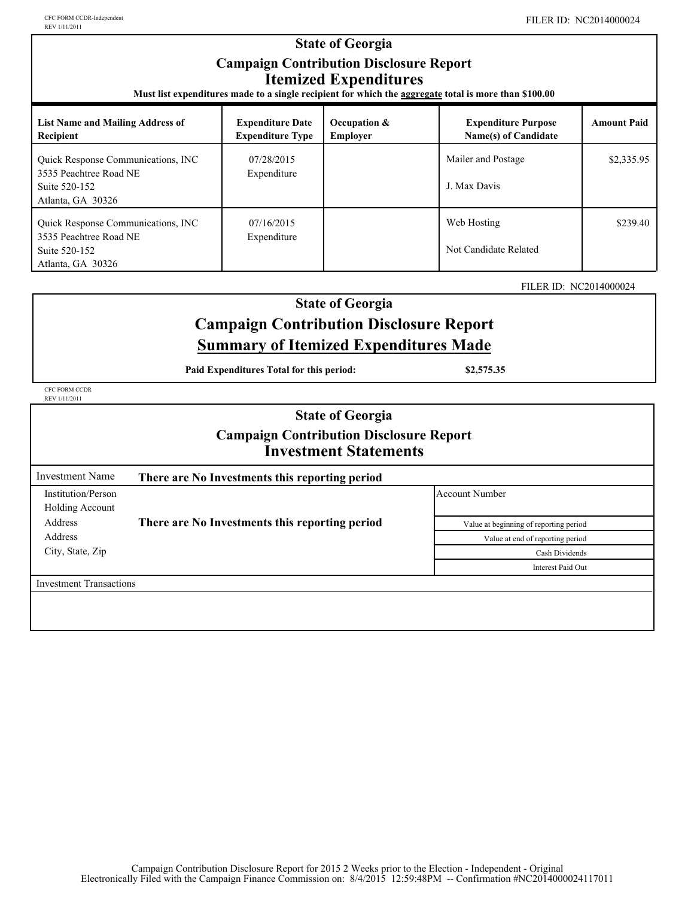CFC FORM CCDR-Independent
REV 1/11/2011

FILER ID: NC2014000024

# State of Georgia
## Campaign Contribution Disclosure Report
## Itemized Expenditures

**Must list expenditures made to a single recipient for which the aggregate total is more than $100.00**

| List Name and Mailing Address of Recipient | Expenditure Date Expenditure Type | Occupation & Employer | Expenditure Purpose Name(s) of Candidate | Amount Paid |
|---|---|---|---|---|
| Quick Response Communications, INC 3535 Peachtree Road NE Suite 520-152 Atlanta, GA 30326 | 07/28/2015 Expenditure | | Mailer and Postage J. Max Davis | $2,335.95 |
| Quick Response Communications, INC 3535 Peachtree Road NE Suite 520-152 Atlanta, GA 30326 | 07/16/2015 Expenditure | | Web Hosting Not Candidate Related | $239.40 |

FILER ID: NC2014000024

# State of Georgia
## Campaign Contribution Disclosure Report
## Summary of Itemized Expenditures Made

**Paid Expenditures Total for this period:** **$2,575.35**

CFC FORM CCDR
REV 1/11/2011

# State of Georgia
## Campaign Contribution Disclosure Report
## Investment Statements

Investment Name **There are No Investments this reporting period**

| | | |
|---|---|---|
| Institution/Person Holding Account | **There are No Investments this reporting period** | Account Number |
| Address | | Value at beginning of reporting period |
| Address | | Value at end of reporting period |
| City, State, Zip | | Cash Dividends |
| | | Interest Paid Out |

Investment Transactions

Campaign Contribution Disclosure Report for 2015 2 Weeks prior to the Election - Independent - Original
Electronically Filed with the Campaign Finance Commission on: 8/4/2015 12:59:48PM -- Confirmation #NC2014000024117011